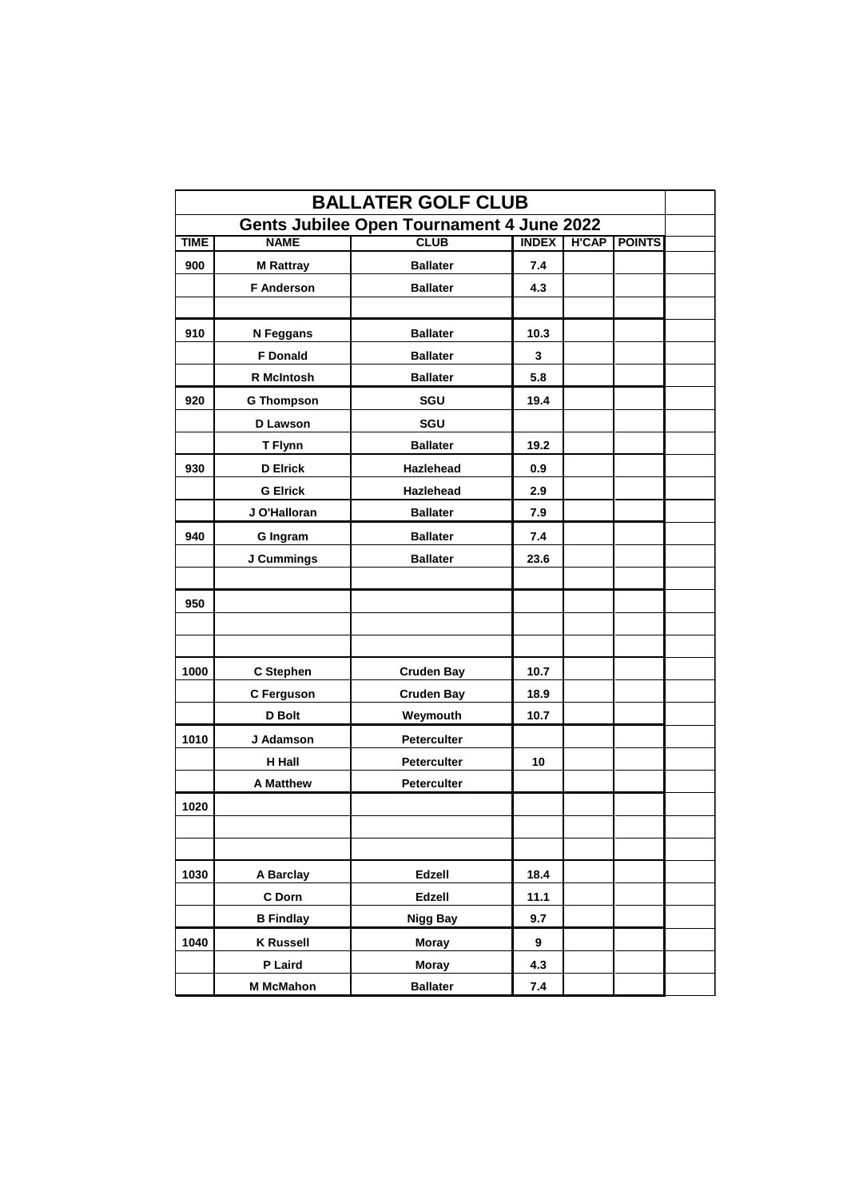# BALLATER GOLF CLUB

## Gents Jubilee Open Tournament 4 June 2022

| TIME | NAME | CLUB | INDEX | H'CAP | POINTS | |
|---|---|---|---|---|---|---|
| 900 | M Rattray | Ballater | 7.4 | | | |
| | F Anderson | Ballater | 4.3 | | | |
| | | | | | | |
| 910 | N Feggans | Ballater | 10.3 | | | |
| | F Donald | Ballater | 3 | | | |
| | R McIntosh | Ballater | 5.8 | | | |
| 920 | G Thompson | SGU | 19.4 | | | |
| | D Lawson | SGU | | | | |
| | T Flynn | Ballater | 19.2 | | | |
| 930 | D Elrick | Hazlehead | 0.9 | | | |
| | G Elrick | Hazlehead | 2.9 | | | |
| | J O'Halloran | Ballater | 7.9 | | | |
| 940 | G Ingram | Ballater | 7.4 | | | |
| | J Cummings | Ballater | 23.6 | | | |
| | | | | | | |
| 950 | | | | | | |
| | | | | | | |
| | | | | | | |
| 1000 | C Stephen | Cruden Bay | 10.7 | | | |
| | C Ferguson | Cruden Bay | 18.9 | | | |
| | D Bolt | Weymouth | 10.7 | | | |
| 1010 | J Adamson | Peterculter | | | | |
| | H Hall | Peterculter | 10 | | | |
| | A Matthew | Peterculter | | | | |
| 1020 | | | | | | |
| | | | | | | |
| | | | | | | |
| 1030 | A Barclay | Edzell | 18.4 | | | |
| | C Dorn | Edzell | 11.1 | | | |
| | B Findlay | Nigg Bay | 9.7 | | | |
| 1040 | K Russell | Moray | 9 | | | |
| | P Laird | Moray | 4.3 | | | |
| | M McMahon | Ballater | 7.4 | | | |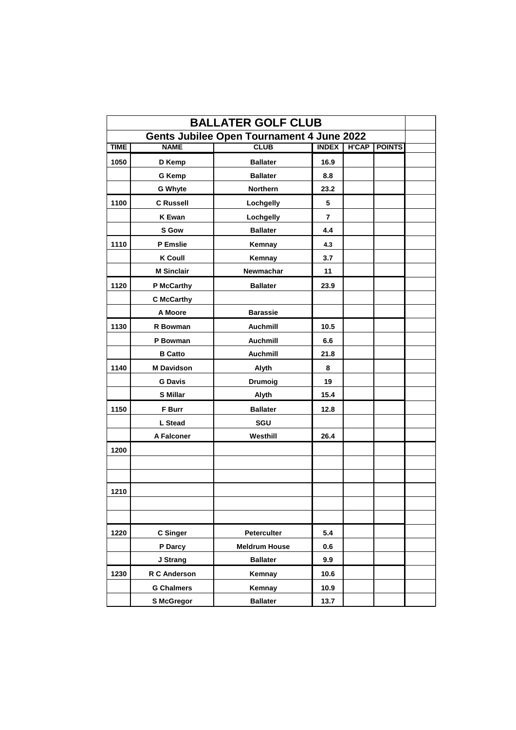| BALLATER GOLF CLUB | | | | | | |
|---|---|---|---|---|---|---|
| **Gents Jubilee Open Tournament 4 June 2022** | | | | | | |
| **TIME** | **NAME** | **CLUB** | **INDEX** | **H'CAP** | **POINTS** | |
| 1050 | D Kemp | Ballater | 16.9 | | | |
| | G Kemp | Ballater | 8.8 | | | |
| | G Whyte | Northern | 23.2 | | | |
| 1100 | C Russell | Lochgelly | 5 | | | |
| | K Ewan | Lochgelly | 7 | | | |
| | S Gow | Ballater | 4.4 | | | |
| 1110 | P Emslie | Kemnay | 4.3 | | | |
| | K Coull | Kemnay | 3.7 | | | |
| | M Sinclair | Newmachar | 11 | | | |
| 1120 | P McCarthy | Ballater | 23.9 | | | |
| | C McCarthy | | | | | |
| | A Moore | Barassie | | | | |
| 1130 | R Bowman | Auchmill | 10.5 | | | |
| | P Bowman | Auchmill | 6.6 | | | |
| | B Catto | Auchmill | 21.8 | | | |
| 1140 | M Davidson | Alyth | 8 | | | |
| | G Davis | Drumoig | 19 | | | |
| | S Millar | Alyth | 15.4 | | | |
| 1150 | F Burr | Ballater | 12.8 | | | |
| | L Stead | SGU | | | | |
| | A Falconer | Westhill | 26.4 | | | |
| 1200 | | | | | | |
| | | | | | | |
| | | | | | | |
| 1210 | | | | | | |
| | | | | | | |
| | | | | | | |
| 1220 | C Singer | Peterculter | 5.4 | | | |
| | P Darcy | Meldrum House | 0.6 | | | |
| | J Strang | Ballater | 9.9 | | | |
| 1230 | R C Anderson | Kemnay | 10.6 | | | |
| | G Chalmers | Kemnay | 10.9 | | | |
| | S McGregor | Ballater | 13.7 | | | |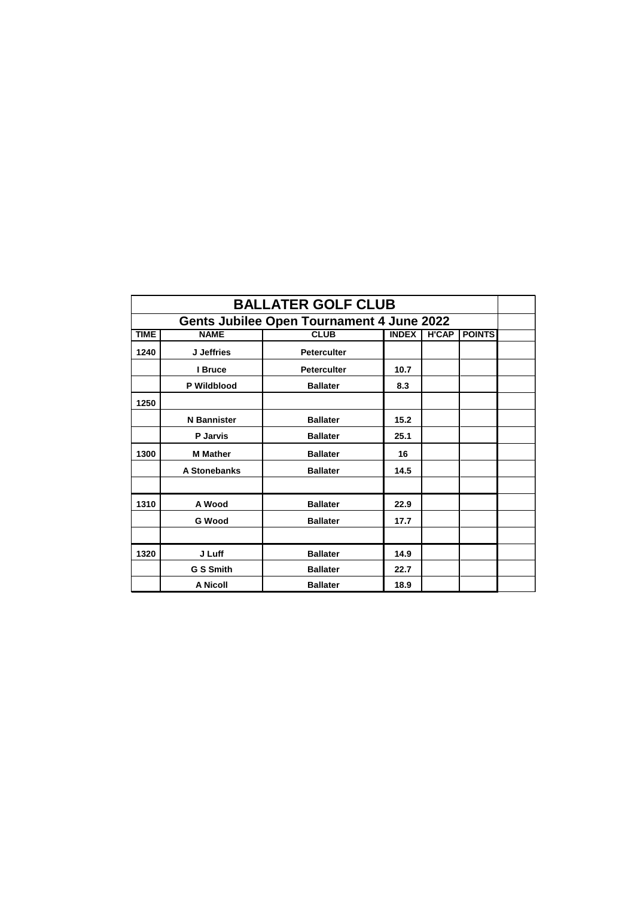# BALLATER GOLF CLUB

## Gents Jubilee Open Tournament 4 June 2022

| TIME | NAME | CLUB | INDEX | H'CAP | POINTS | |
|---|---|---|---|---|---|---|
| 1240 | J Jeffries | Peterculter | | | | |
| | I Bruce | Peterculter | 10.7 | | | |
| | P Wildblood | Ballater | 8.3 | | | |
| 1250 | | | | | | |
| | N Bannister | Ballater | 15.2 | | | |
| | P Jarvis | Ballater | 25.1 | | | |
| 1300 | M Mather | Ballater | 16 | | | |
| | A Stonebanks | Ballater | 14.5 | | | |
| | | | | | | |
| 1310 | A Wood | Ballater | 22.9 | | | |
| | G Wood | Ballater | 17.7 | | | |
| | | | | | | |
| 1320 | J Luff | Ballater | 14.9 | | | |
| | G S Smith | Ballater | 22.7 | | | |
| | A Nicoll | Ballater | 18.9 | | | |